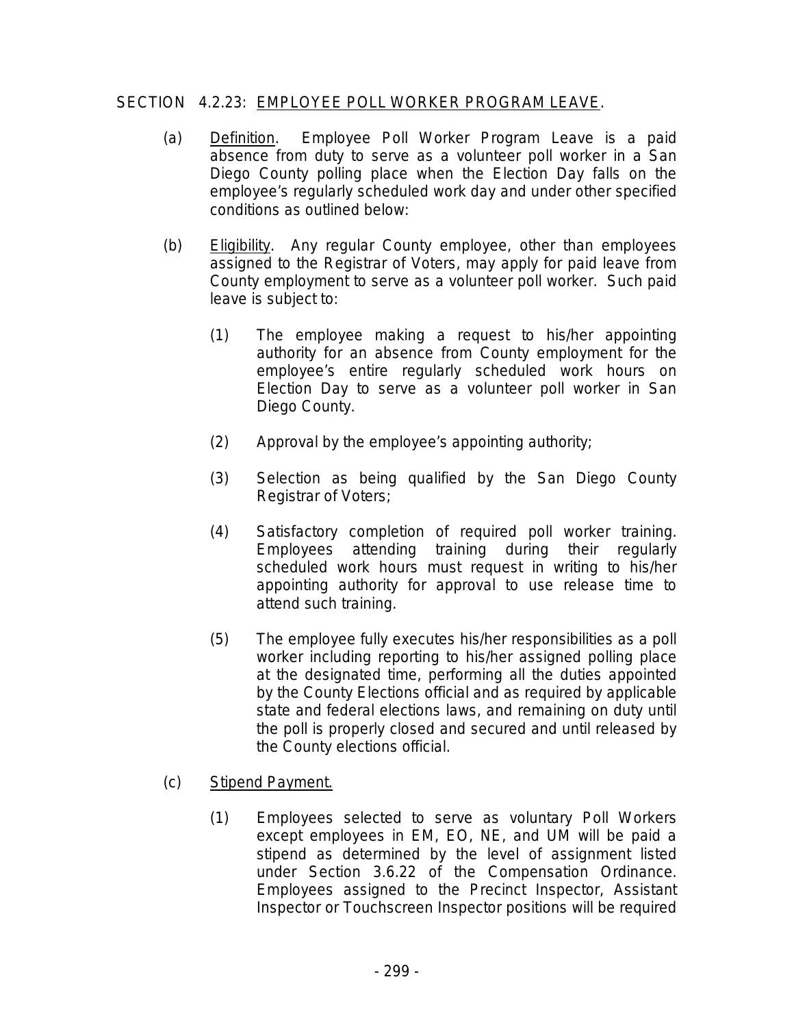## SECTION 4.2.23: EMPLOYEE POLL WORKER PROGRAM LEAVE.

(a) Definition. Employee Poll Worker Program Leave is a paid absence from duty to serve as a volunteer poll worker in a San Diego County polling place when the Election Day falls on the employee's regularly scheduled work day and under other specified conditions as outlined below:

(b) Eligibility. Any regular County employee, other than employees assigned to the Registrar of Voters, may apply for paid leave from County employment to serve as a volunteer poll worker. Such paid leave is subject to:

(1) The employee making a request to his/her appointing authority for an absence from County employment for the employee's entire regularly scheduled work hours on Election Day to serve as a volunteer poll worker in San Diego County.

(2) Approval by the employee's appointing authority;

(3) Selection as being qualified by the San Diego County Registrar of Voters;

(4) Satisfactory completion of required poll worker training. Employees attending training during their regularly scheduled work hours must request in writing to his/her appointing authority for approval to use release time to attend such training.

(5) The employee fully executes his/her responsibilities as a poll worker including reporting to his/her assigned polling place at the designated time, performing all the duties appointed by the County Elections official and as required by applicable state and federal elections laws, and remaining on duty until the poll is properly closed and secured and until released by the County elections official.

(c) Stipend Payment.

(1) Employees selected to serve as voluntary Poll Workers except employees in EM, EO, NE, and UM will be paid a stipend as determined by the level of assignment listed under Section 3.6.22 of the Compensation Ordinance. Employees assigned to the Precinct Inspector, Assistant Inspector or Touchscreen Inspector positions will be required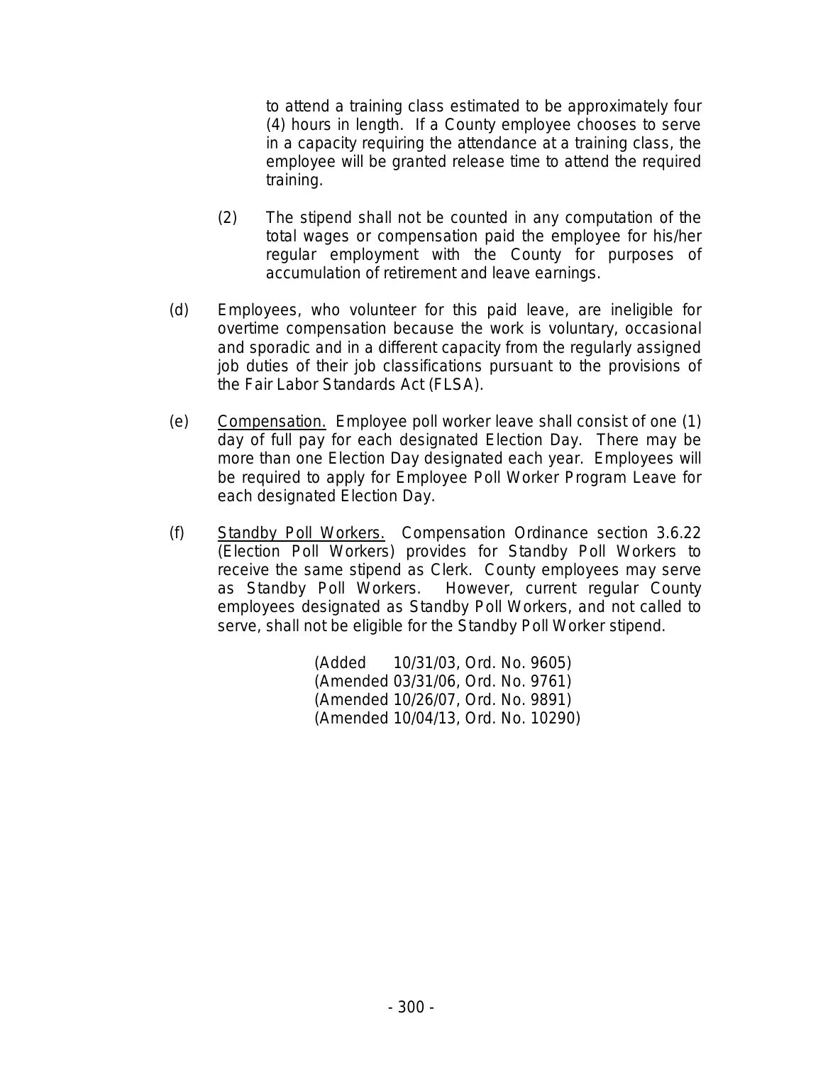to attend a training class estimated to be approximately four (4) hours in length. If a County employee chooses to serve in a capacity requiring the attendance at a training class, the employee will be granted release time to attend the required training.

(2) The stipend shall not be counted in any computation of the total wages or compensation paid the employee for his/her regular employment with the County for purposes of accumulation of retirement and leave earnings.

(d) Employees, who volunteer for this paid leave, are ineligible for overtime compensation because the work is voluntary, occasional and sporadic and in a different capacity from the regularly assigned job duties of their job classifications pursuant to the provisions of the Fair Labor Standards Act (FLSA).

(e) Compensation. Employee poll worker leave shall consist of one (1) day of full pay for each designated Election Day. There may be more than one Election Day designated each year. Employees will be required to apply for Employee Poll Worker Program Leave for each designated Election Day.

(f) Standby Poll Workers. Compensation Ordinance section 3.6.22 (Election Poll Workers) provides for Standby Poll Workers to receive the same stipend as Clerk. County employees may serve as Standby Poll Workers. However, current regular County employees designated as Standby Poll Workers, and not called to serve, shall not be eligible for the Standby Poll Worker stipend.

(Added 10/31/03, Ord. No. 9605)
(Amended 03/31/06, Ord. No. 9761)
(Amended 10/26/07, Ord. No. 9891)
(Amended 10/04/13, Ord. No. 10290)